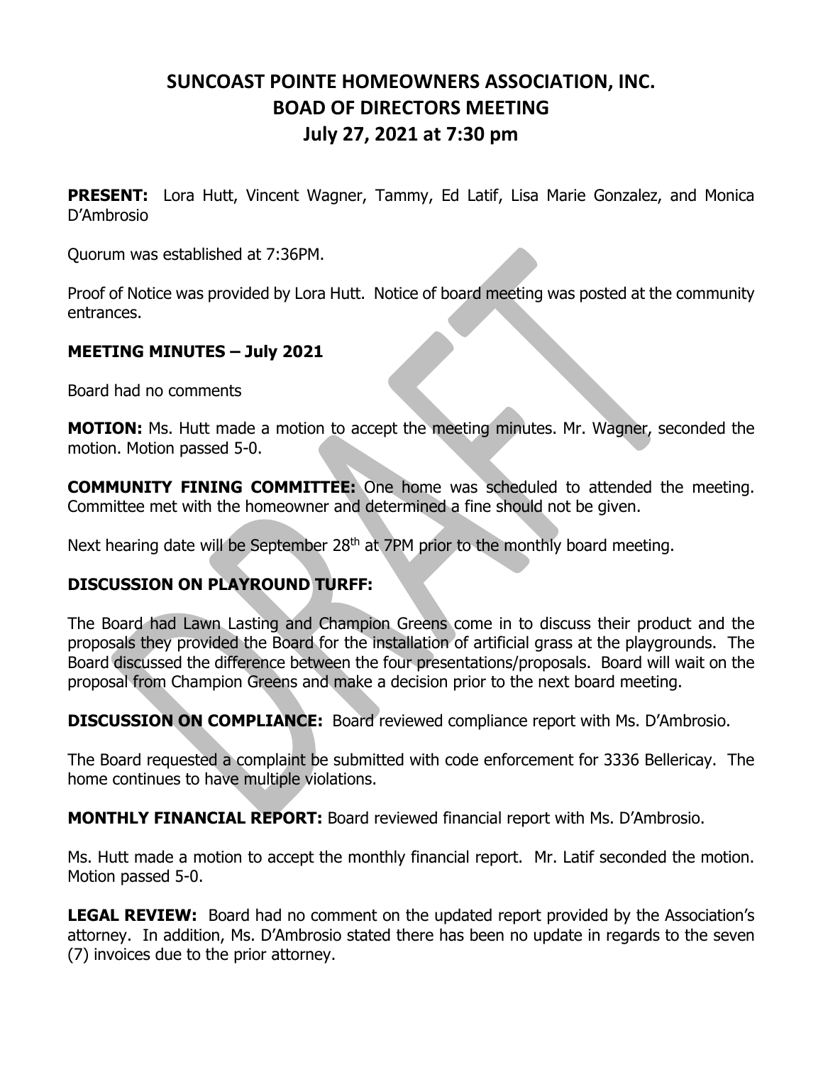# SUNCOAST POINTE HOMEOWNERS ASSOCIATION, INC.
# BOAD OF DIRECTORS MEETING
# July 27, 2021 at 7:30 pm

**PRESENT:** Lora Hutt, Vincent Wagner, Tammy, Ed Latif, Lisa Marie Gonzalez, and Monica D'Ambrosio

Quorum was established at 7:36PM.

Proof of Notice was provided by Lora Hutt. Notice of board meeting was posted at the community entrances.

**MEETING MINUTES – July 2021**

Board had no comments

**MOTION:** Ms. Hutt made a motion to accept the meeting minutes. Mr. Wagner, seconded the motion. Motion passed 5-0.

**COMMUNITY FINING COMMITTEE:** One home was scheduled to attended the meeting. Committee met with the homeowner and determined a fine should not be given.

Next hearing date will be September 28th at 7PM prior to the monthly board meeting.

**DISCUSSION ON PLAYROUND TURFF:**

The Board had Lawn Lasting and Champion Greens come in to discuss their product and the proposals they provided the Board for the installation of artificial grass at the playgrounds. The Board discussed the difference between the four presentations/proposals. Board will wait on the proposal from Champion Greens and make a decision prior to the next board meeting.

**DISCUSSION ON COMPLIANCE:** Board reviewed compliance report with Ms. D'Ambrosio.

The Board requested a complaint be submitted with code enforcement for 3336 Bellericay. The home continues to have multiple violations.

**MONTHLY FINANCIAL REPORT:** Board reviewed financial report with Ms. D'Ambrosio.

Ms. Hutt made a motion to accept the monthly financial report. Mr. Latif seconded the motion. Motion passed 5-0.

**LEGAL REVIEW:** Board had no comment on the updated report provided by the Association's attorney. In addition, Ms. D'Ambrosio stated there has been no update in regards to the seven (7) invoices due to the prior attorney.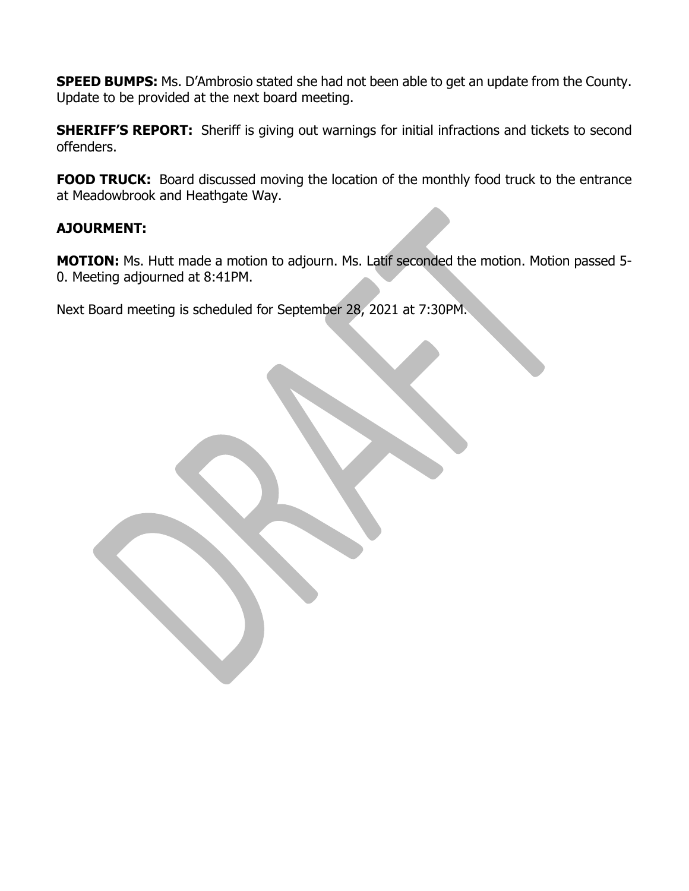**SPEED BUMPS:** Ms. D'Ambrosio stated she had not been able to get an update from the County. Update to be provided at the next board meeting.

**SHERIFF'S REPORT:** Sheriff is giving out warnings for initial infractions and tickets to second offenders.

**FOOD TRUCK:** Board discussed moving the location of the monthly food truck to the entrance at Meadowbrook and Heathgate Way.

**AJOURMENT:**

**MOTION:** Ms. Hutt made a motion to adjourn. Ms. Latif seconded the motion. Motion passed 5-0. Meeting adjourned at 8:41PM.

Next Board meeting is scheduled for September 28, 2021 at 7:30PM.